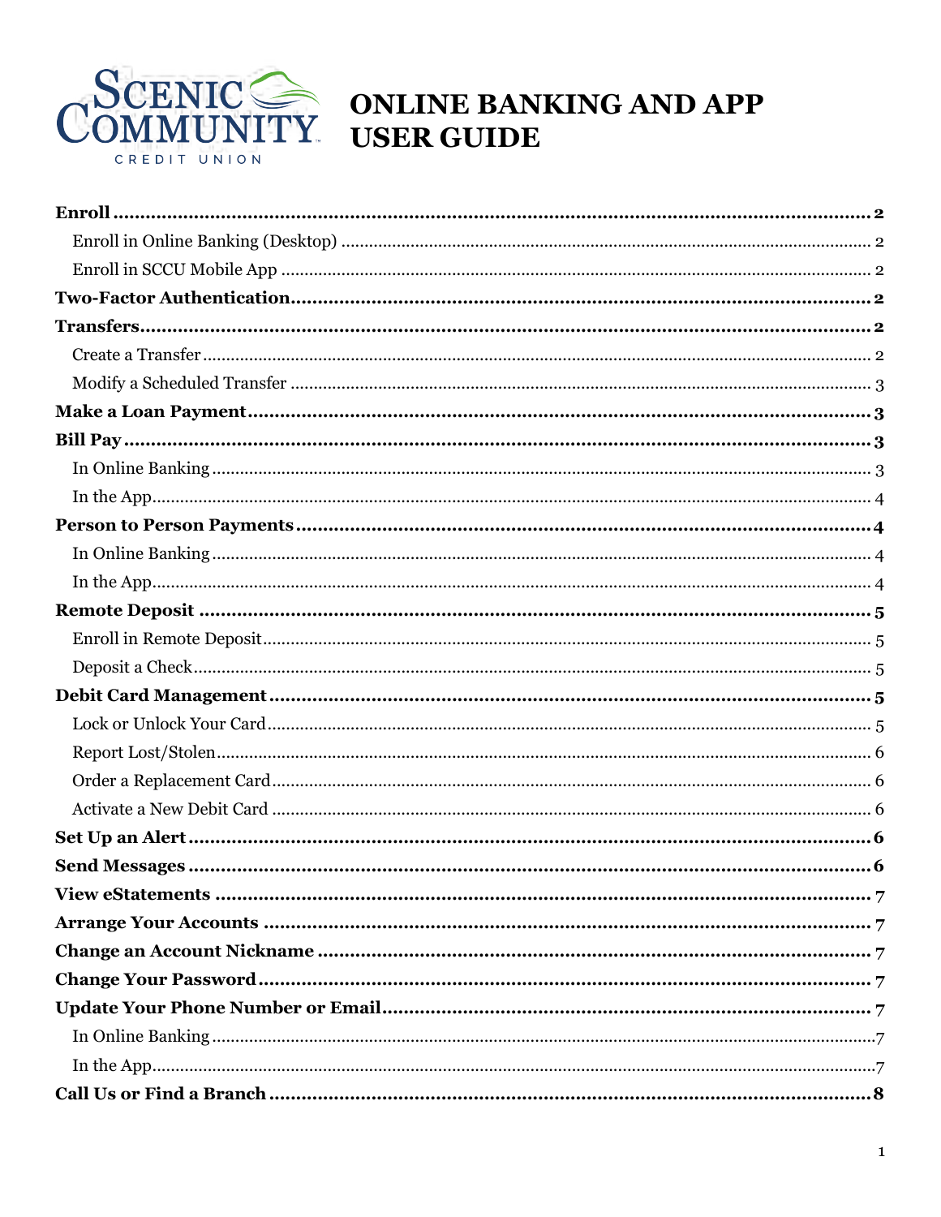# ONLINE BANKING AND APP USER GUIDE

Scenic Community Credit Union

**Enroll** .......... **2**

- Enroll in Online Banking (Desktop) .......... 2
- Enroll in SCCU Mobile App .......... 2

**Two-Factor Authentication** .......... **2**

**Transfers** .......... **2**

- Create a Transfer .......... 2
- Modify a Scheduled Transfer .......... 3

**Make a Loan Payment** .......... **3**

**Bill Pay** .......... **3**

- In Online Banking .......... 3
- In the App .......... 4

**Person to Person Payments** .......... **4**

- In Online Banking .......... 4
- In the App .......... 4

**Remote Deposit** .......... **5**

- Enroll in Remote Deposit .......... 5
- Deposit a Check .......... 5

**Debit Card Management** .......... **5**

- Lock or Unlock Your Card .......... 5
- Report Lost/Stolen .......... 6
- Order a Replacement Card .......... 6
- Activate a New Debit Card .......... 6

**Set Up an Alert** .......... **6**

**Send Messages** .......... **6**

**View eStatements** .......... **7**

**Arrange Your Accounts** .......... **7**

**Change an Account Nickname** .......... **7**

**Change Your Password** .......... **7**

**Update Your Phone Number or Email** .......... **7**

- In Online Banking .......... 7
- In the App .......... 7

**Call Us or Find a Branch** .......... **8**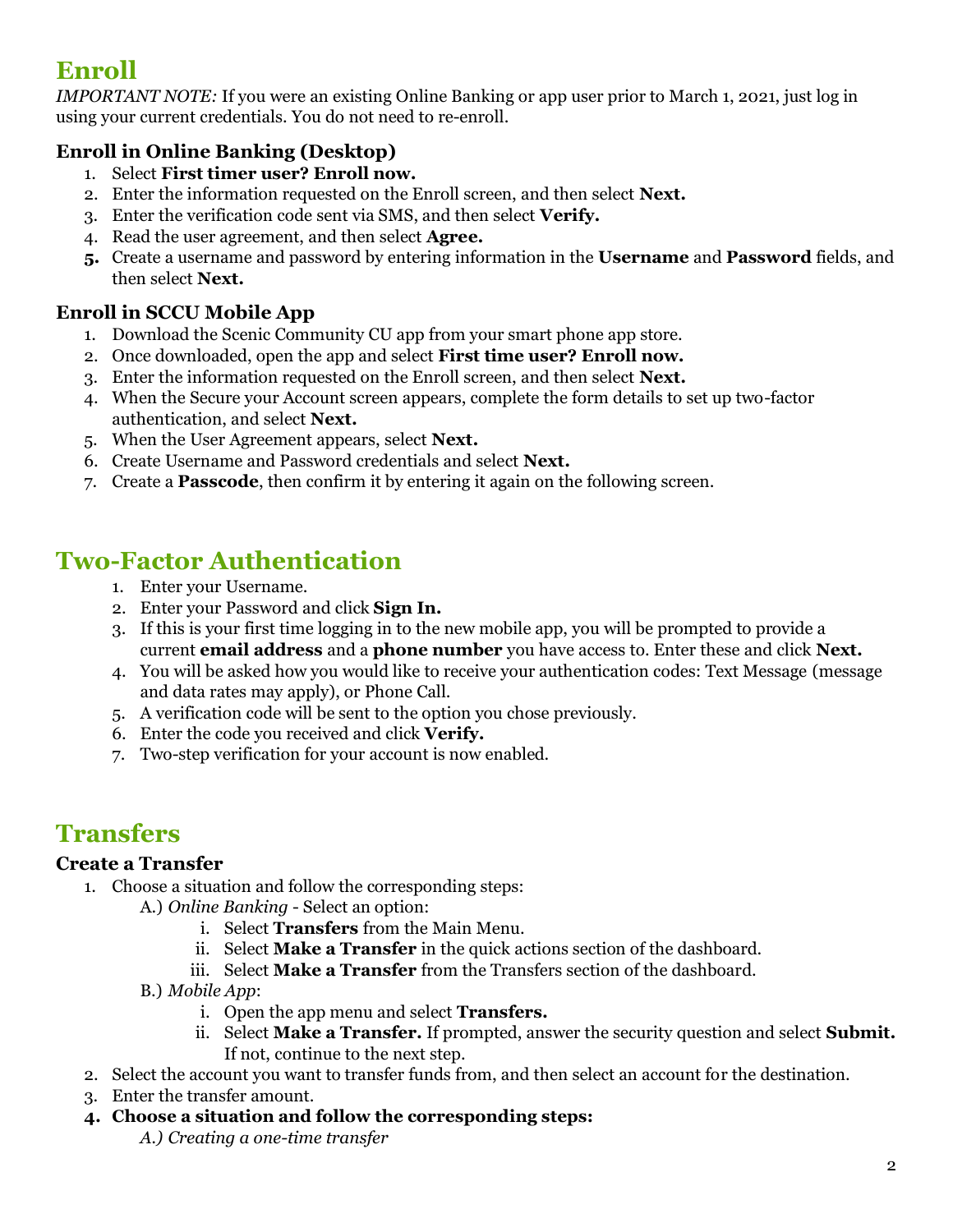# Enroll

*IMPORTANT NOTE:* If you were an existing Online Banking or app user prior to March 1, 2021, just log in using your current credentials. You do not need to re-enroll.

### Enroll in Online Banking (Desktop)

1. Select **First timer user? Enroll now.**
2. Enter the information requested on the Enroll screen, and then select **Next.**
3. Enter the verification code sent via SMS, and then select **Verify.**
4. Read the user agreement, and then select **Agree.**
5. Create a username and password by entering information in the **Username** and **Password** fields, and then select **Next.**

### Enroll in SCCU Mobile App

1. Download the Scenic Community CU app from your smart phone app store.
2. Once downloaded, open the app and select **First time user? Enroll now.**
3. Enter the information requested on the Enroll screen, and then select **Next.**
4. When the Secure your Account screen appears, complete the form details to set up two-factor authentication, and select **Next.**
5. When the User Agreement appears, select **Next.**
6. Create Username and Password credentials and select **Next.**
7. Create a **Passcode**, then confirm it by entering it again on the following screen.

# Two-Factor Authentication

1. Enter your Username.
2. Enter your Password and click **Sign In.**
3. If this is your first time logging in to the new mobile app, you will be prompted to provide a current **email address** and a **phone number** you have access to. Enter these and click **Next.**
4. You will be asked how you would like to receive your authentication codes: Text Message (message and data rates may apply), or Phone Call.
5. A verification code will be sent to the option you chose previously.
6. Enter the code you received and click **Verify.**
7. Two-step verification for your account is now enabled.

# Transfers

### Create a Transfer

1. Choose a situation and follow the corresponding steps:
   - A.) *Online Banking* - Select an option:
     - i. Select **Transfers** from the Main Menu.
     - ii. Select **Make a Transfer** in the quick actions section of the dashboard.
     - iii. Select **Make a Transfer** from the Transfers section of the dashboard.
   - B.) *Mobile App*:
     - i. Open the app menu and select **Transfers.**
     - ii. Select **Make a Transfer.** If prompted, answer the security question and select **Submit.** If not, continue to the next step.
2. Select the account you want to transfer funds from, and then select an account for the destination.
3. Enter the transfer amount.
4. **Choose a situation and follow the corresponding steps:**
   - *A.) Creating a one-time transfer*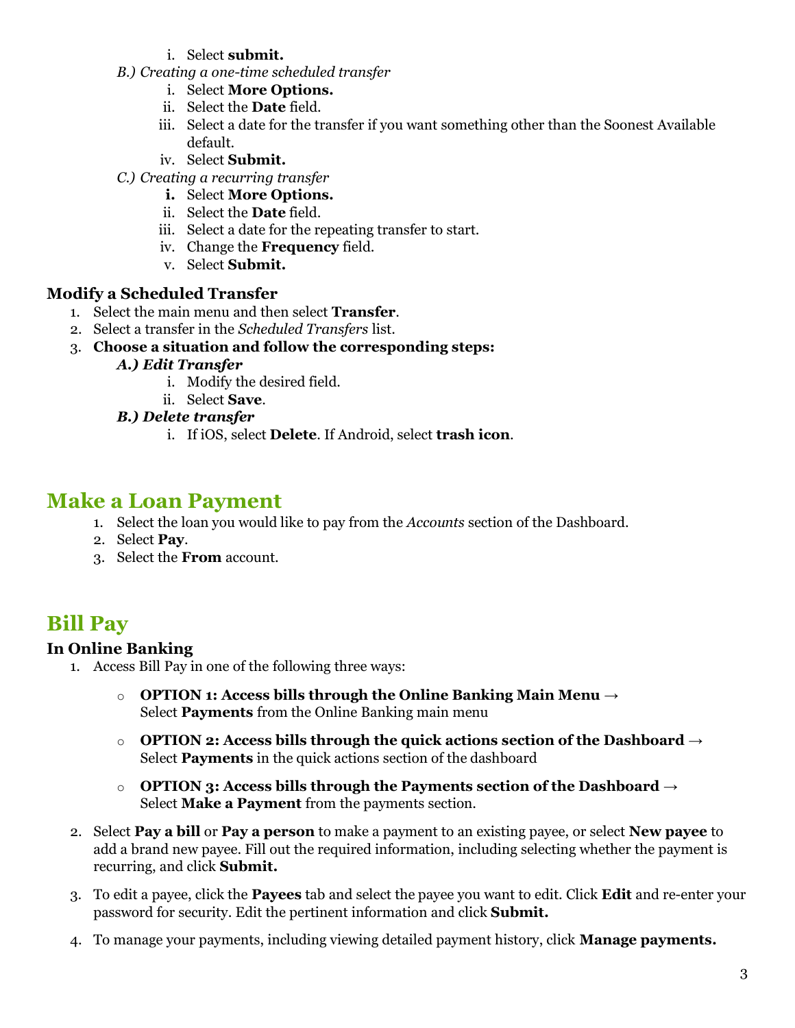i. Select **submit.**

B.) *Creating a one-time scheduled transfer*

   i. Select **More Options.**
   ii. Select the **Date** field.
   iii. Select a date for the transfer if you want something other than the Soonest Available default.
   iv. Select **Submit.**

C.) *Creating a recurring transfer*

   i. Select **More Options.**
   ii. Select the **Date** field.
   iii. Select a date for the repeating transfer to start.
   iv. Change the **Frequency** field.
   v. Select **Submit.**

### Modify a Scheduled Transfer

1. Select the main menu and then select **Transfer**.
2. Select a transfer in the *Scheduled Transfers* list.
3. **Choose a situation and follow the corresponding steps:**

   ***A.) Edit Transfer***

   i. Modify the desired field.
   ii. Select **Save**.

   ***B.) Delete transfer***

   i. If iOS, select **Delete**. If Android, select **trash icon**.

## Make a Loan Payment

1. Select the loan you would like to pay from the *Accounts* section of the Dashboard.
2. Select **Pay**.
3. Select the **From** account.

## Bill Pay

### In Online Banking

1. Access Bill Pay in one of the following three ways:

   - **OPTION 1: Access bills through the Online Banking Main Menu →** Select **Payments** from the Online Banking main menu
   - **OPTION 2: Access bills through the quick actions section of the Dashboard →** Select **Payments** in the quick actions section of the dashboard
   - **OPTION 3: Access bills through the Payments section of the Dashboard →** Select **Make a Payment** from the payments section.

2. Select **Pay a bill** or **Pay a person** to make a payment to an existing payee, or select **New payee** to add a brand new payee. Fill out the required information, including selecting whether the payment is recurring, and click **Submit.**

3. To edit a payee, click the **Payees** tab and select the payee you want to edit. Click **Edit** and re-enter your password for security. Edit the pertinent information and click **Submit.**

4. To manage your payments, including viewing detailed payment history, click **Manage payments.**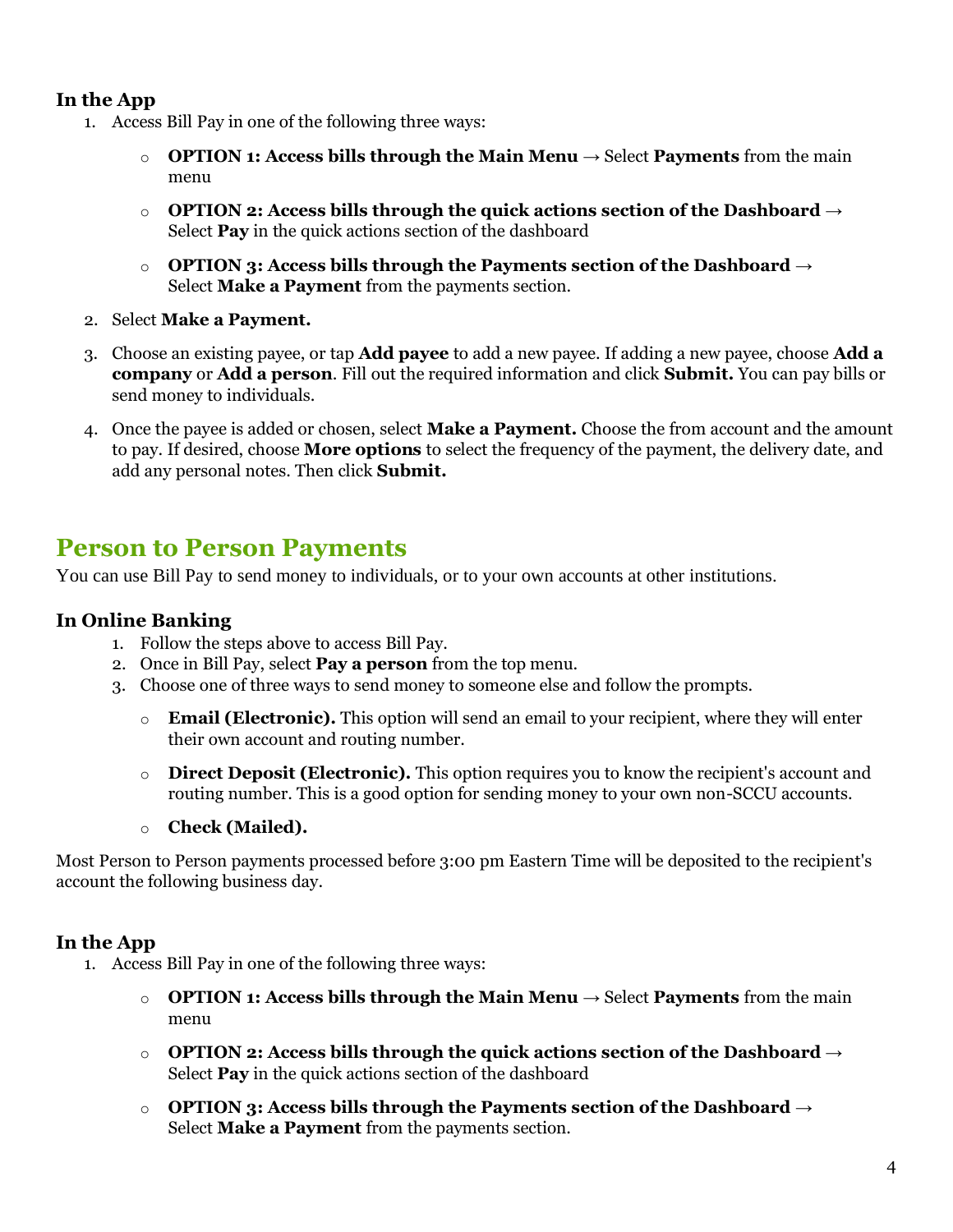### In the App

1. Access Bill Pay in one of the following three ways:
   - **OPTION 1: Access bills through the Main Menu** → Select **Payments** from the main menu
   - **OPTION 2: Access bills through the quick actions section of the Dashboard** → Select **Pay** in the quick actions section of the dashboard
   - **OPTION 3: Access bills through the Payments section of the Dashboard** → Select **Make a Payment** from the payments section.
2. Select **Make a Payment.**
3. Choose an existing payee, or tap **Add payee** to add a new payee. If adding a new payee, choose **Add a company** or **Add a person**. Fill out the required information and click **Submit.** You can pay bills or send money to individuals.
4. Once the payee is added or chosen, select **Make a Payment.** Choose the from account and the amount to pay. If desired, choose **More options** to select the frequency of the payment, the delivery date, and add any personal notes. Then click **Submit.**

## Person to Person Payments

You can use Bill Pay to send money to individuals, or to your own accounts at other institutions.

### In Online Banking

1. Follow the steps above to access Bill Pay.
2. Once in Bill Pay, select **Pay a person** from the top menu.
3. Choose one of three ways to send money to someone else and follow the prompts.
   - **Email (Electronic).** This option will send an email to your recipient, where they will enter their own account and routing number.
   - **Direct Deposit (Electronic).** This option requires you to know the recipient's account and routing number. This is a good option for sending money to your own non-SCCU accounts.
   - **Check (Mailed).**

Most Person to Person payments processed before 3:00 pm Eastern Time will be deposited to the recipient's account the following business day.

### In the App

1. Access Bill Pay in one of the following three ways:
   - **OPTION 1: Access bills through the Main Menu** → Select **Payments** from the main menu
   - **OPTION 2: Access bills through the quick actions section of the Dashboard** → Select **Pay** in the quick actions section of the dashboard
   - **OPTION 3: Access bills through the Payments section of the Dashboard** → Select **Make a Payment** from the payments section.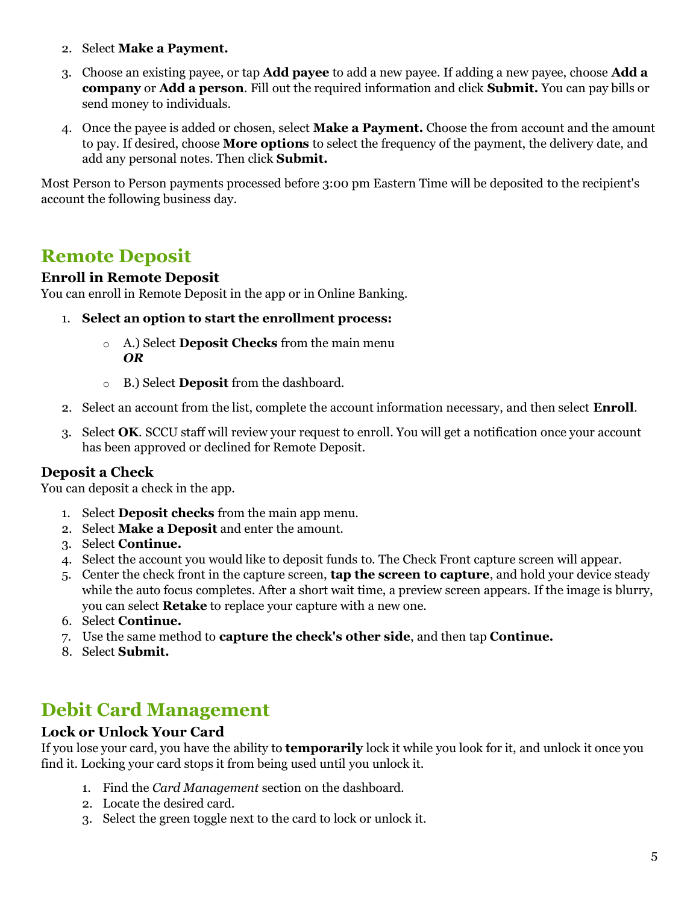2. Select **Make a Payment.**
3. Choose an existing payee, or tap **Add payee** to add a new payee. If adding a new payee, choose **Add a company** or **Add a person**. Fill out the required information and click **Submit.** You can pay bills or send money to individuals.
4. Once the payee is added or chosen, select **Make a Payment.** Choose the from account and the amount to pay. If desired, choose **More options** to select the frequency of the payment, the delivery date, and add any personal notes. Then click **Submit.**

Most Person to Person payments processed before 3:00 pm Eastern Time will be deposited to the recipient's account the following business day.

## Remote Deposit

### Enroll in Remote Deposit

You can enroll in Remote Deposit in the app or in Online Banking.

1. **Select an option to start the enrollment process:**
   - A.) Select **Deposit Checks** from the main menu
     ***OR***
   - B.) Select **Deposit** from the dashboard.
2. Select an account from the list, complete the account information necessary, and then select **Enroll**.
3. Select **OK**. SCCU staff will review your request to enroll. You will get a notification once your account has been approved or declined for Remote Deposit.

### Deposit a Check

You can deposit a check in the app.

1. Select **Deposit checks** from the main app menu.
2. Select **Make a Deposit** and enter the amount.
3. Select **Continue.**
4. Select the account you would like to deposit funds to. The Check Front capture screen will appear.
5. Center the check front in the capture screen, **tap the screen to capture**, and hold your device steady while the auto focus completes. After a short wait time, a preview screen appears. If the image is blurry, you can select **Retake** to replace your capture with a new one.
6. Select **Continue.**
7. Use the same method to **capture the check's other side**, and then tap **Continue.**
8. Select **Submit.**

## Debit Card Management

### Lock or Unlock Your Card

If you lose your card, you have the ability to **temporarily** lock it while you look for it, and unlock it once you find it. Locking your card stops it from being used until you unlock it.

1. Find the *Card Management* section on the dashboard.
2. Locate the desired card.
3. Select the green toggle next to the card to lock or unlock it.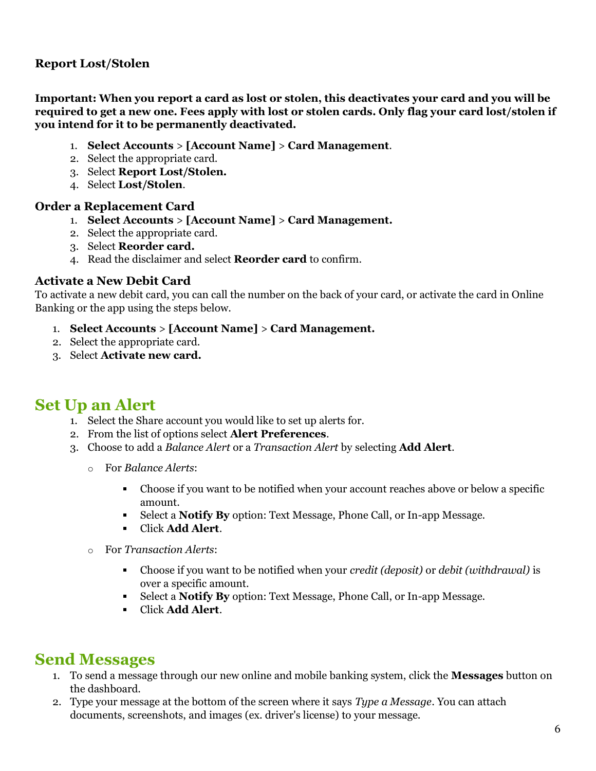### Report Lost/Stolen

**Important: When you report a card as lost or stolen, this deactivates your card and you will be required to get a new one. Fees apply with lost or stolen cards. Only flag your card lost/stolen if you intend for it to be permanently deactivated.**

1. **Select Accounts** > **[Account Name]** > **Card Management**.
2. Select the appropriate card.
3. Select **Report Lost/Stolen.**
4. Select **Lost/Stolen**.

### Order a Replacement Card

1. **Select Accounts** > **[Account Name]** > **Card Management.**
2. Select the appropriate card.
3. Select **Reorder card.**
4. Read the disclaimer and select **Reorder card** to confirm.

### Activate a New Debit Card

To activate a new debit card, you can call the number on the back of your card, or activate the card in Online Banking or the app using the steps below.

1. **Select Accounts** > **[Account Name]** > **Card Management.**
2. Select the appropriate card.
3. Select **Activate new card.**

## Set Up an Alert

1. Select the Share account you would like to set up alerts for.
2. From the list of options select **Alert Preferences**.
3. Choose to add a *Balance Alert* or a *Transaction Alert* by selecting **Add Alert**.
   - For *Balance Alerts*:
     - Choose if you want to be notified when your account reaches above or below a specific amount.
     - Select a **Notify By** option: Text Message, Phone Call, or In-app Message.
     - Click **Add Alert**.
   - For *Transaction Alerts*:
     - Choose if you want to be notified when your *credit (deposit)* or *debit (withdrawal)* is over a specific amount.
     - Select a **Notify By** option: Text Message, Phone Call, or In-app Message.
     - Click **Add Alert**.

## Send Messages

1. To send a message through our new online and mobile banking system, click the **Messages** button on the dashboard.
2. Type your message at the bottom of the screen where it says *Type a Message*. You can attach documents, screenshots, and images (ex. driver's license) to your message.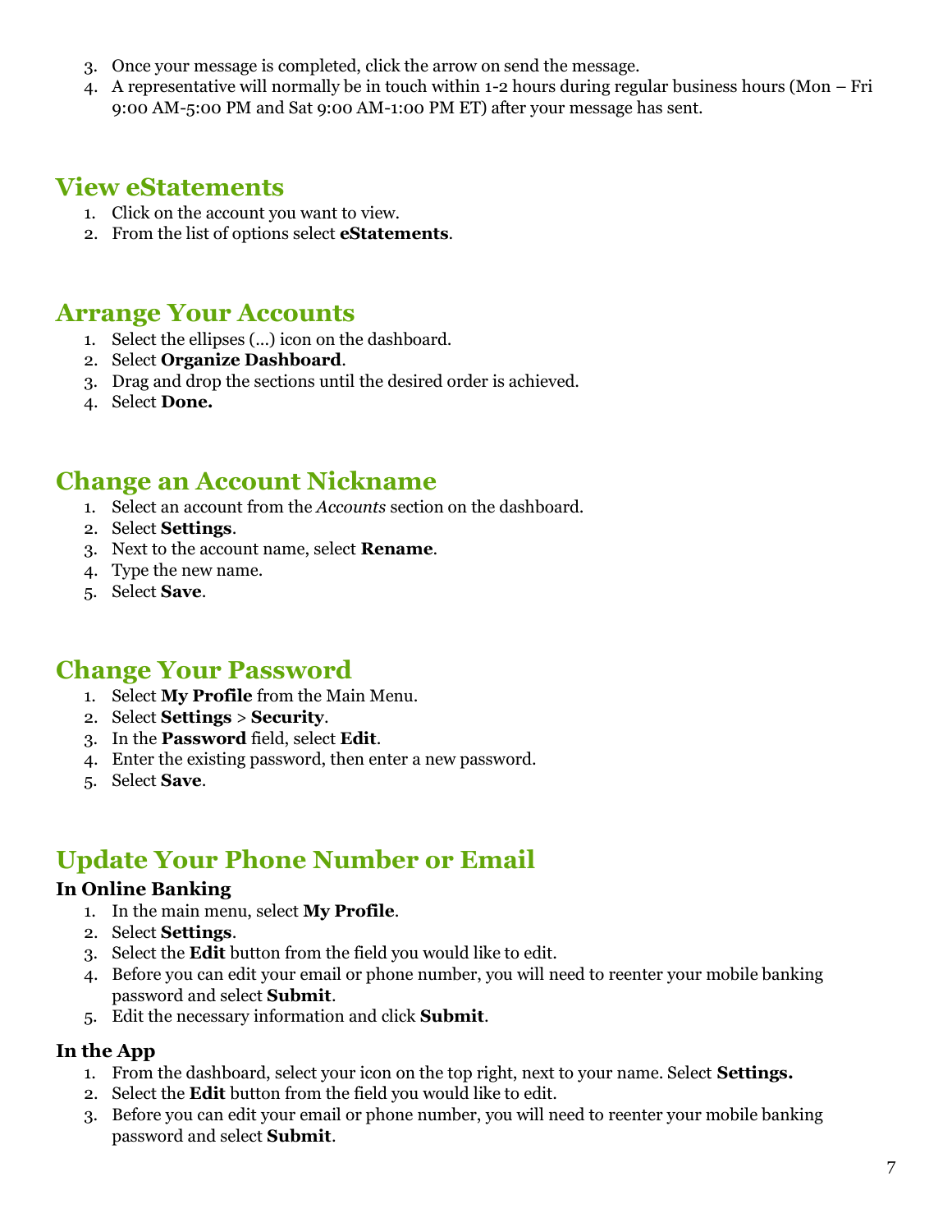3. Once your message is completed, click the arrow on send the message.
4. A representative will normally be in touch within 1-2 hours during regular business hours (Mon – Fri 9:00 AM-5:00 PM and Sat 9:00 AM-1:00 PM ET) after your message has sent.

## View eStatements

1. Click on the account you want to view.
2. From the list of options select **eStatements**.

## Arrange Your Accounts

1. Select the ellipses (…) icon on the dashboard.
2. Select **Organize Dashboard**.
3. Drag and drop the sections until the desired order is achieved.
4. Select **Done.**

## Change an Account Nickname

1. Select an account from the *Accounts* section on the dashboard.
2. Select **Settings**.
3. Next to the account name, select **Rename**.
4. Type the new name.
5. Select **Save**.

## Change Your Password

1. Select **My Profile** from the Main Menu.
2. Select **Settings** > **Security**.
3. In the **Password** field, select **Edit**.
4. Enter the existing password, then enter a new password.
5. Select **Save**.

## Update Your Phone Number or Email

### In Online Banking

1. In the main menu, select **My Profile**.
2. Select **Settings**.
3. Select the **Edit** button from the field you would like to edit.
4. Before you can edit your email or phone number, you will need to reenter your mobile banking password and select **Submit**.
5. Edit the necessary information and click **Submit**.

### In the App

1. From the dashboard, select your icon on the top right, next to your name. Select **Settings.**
2. Select the **Edit** button from the field you would like to edit.
3. Before you can edit your email or phone number, you will need to reenter your mobile banking password and select **Submit**.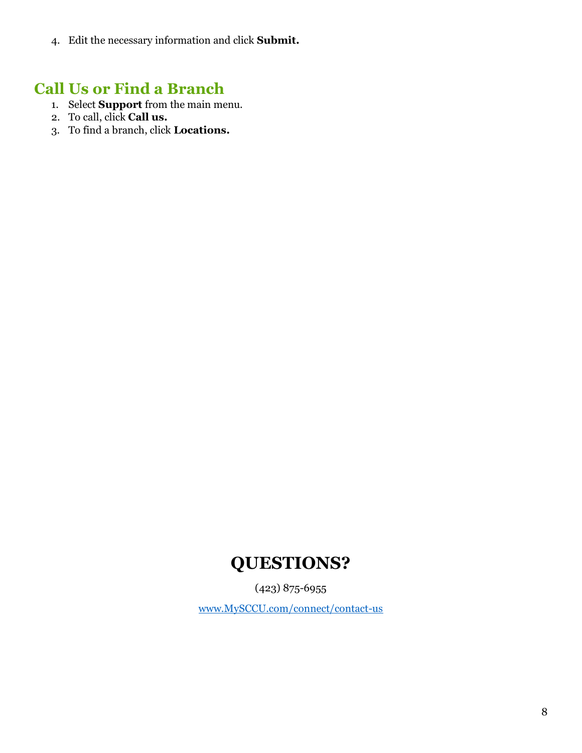4. Edit the necessary information and click **Submit.**

## Call Us or Find a Branch

1. Select **Support** from the main menu.
2. To call, click **Call us.**
3. To find a branch, click **Locations.**

# QUESTIONS?

(423) 875-6955

[www.MySCCU.com/connect/contact-us](http://www.MySCCU.com/connect/contact-us)